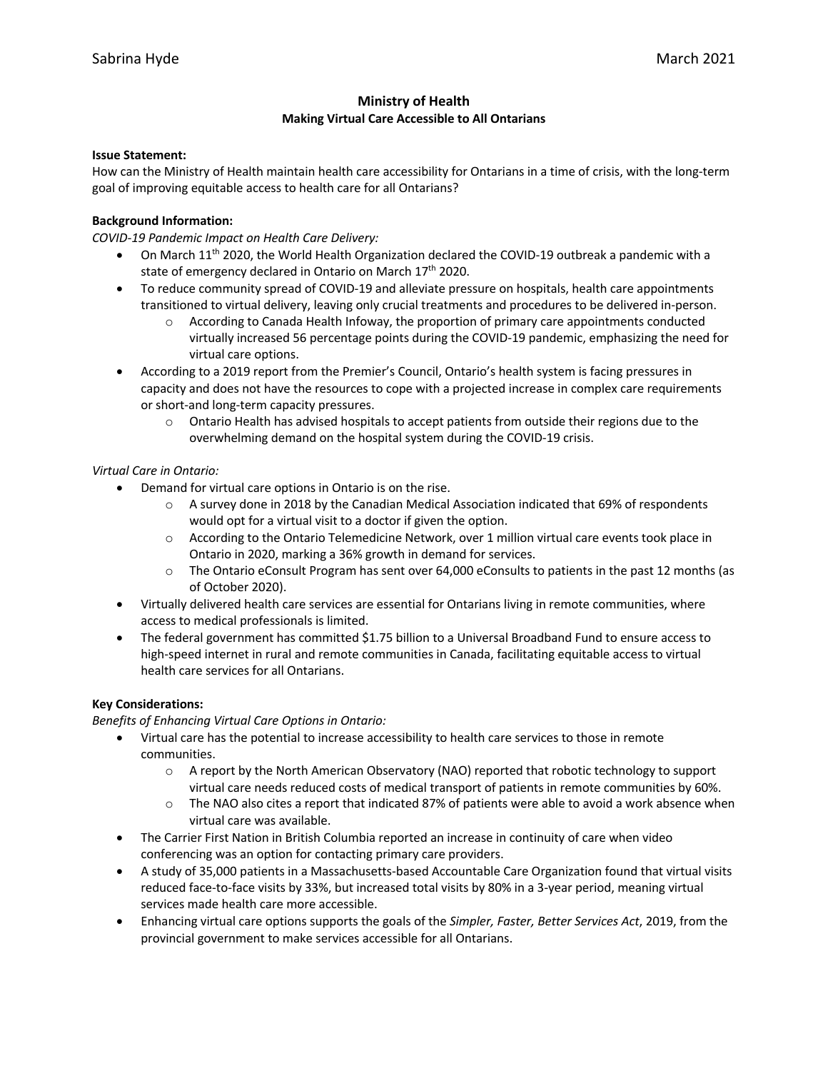Sabrina Hyde March 2021

# Ministry of Health

## Making Virtual Care Accessible to All Ontarians

**Issue Statement:**

How can the Ministry of Health maintain health care accessibility for Ontarians in a time of crisis, with the long-term goal of improving equitable access to health care for all Ontarians?

**Background Information:**

*COVID-19 Pandemic Impact on Health Care Delivery:*

- On March 11th 2020, the World Health Organization declared the COVID-19 outbreak a pandemic with a state of emergency declared in Ontario on March 17th 2020.
- To reduce community spread of COVID-19 and alleviate pressure on hospitals, health care appointments transitioned to virtual delivery, leaving only crucial treatments and procedures to be delivered in-person.
  - According to Canada Health Infoway, the proportion of primary care appointments conducted virtually increased 56 percentage points during the COVID-19 pandemic, emphasizing the need for virtual care options.
- According to a 2019 report from the Premier's Council, Ontario's health system is facing pressures in capacity and does not have the resources to cope with a projected increase in complex care requirements or short-and long-term capacity pressures.
  - Ontario Health has advised hospitals to accept patients from outside their regions due to the overwhelming demand on the hospital system during the COVID-19 crisis.

*Virtual Care in Ontario:*

- Demand for virtual care options in Ontario is on the rise.
  - A survey done in 2018 by the Canadian Medical Association indicated that 69% of respondents would opt for a virtual visit to a doctor if given the option.
  - According to the Ontario Telemedicine Network, over 1 million virtual care events took place in Ontario in 2020, marking a 36% growth in demand for services.
  - The Ontario eConsult Program has sent over 64,000 eConsults to patients in the past 12 months (as of October 2020).
- Virtually delivered health care services are essential for Ontarians living in remote communities, where access to medical professionals is limited.
- The federal government has committed $1.75 billion to a Universal Broadband Fund to ensure access to high-speed internet in rural and remote communities in Canada, facilitating equitable access to virtual health care services for all Ontarians.

**Key Considerations:**

*Benefits of Enhancing Virtual Care Options in Ontario:*

- Virtual care has the potential to increase accessibility to health care services to those in remote communities.
  - A report by the North American Observatory (NAO) reported that robotic technology to support virtual care needs reduced costs of medical transport of patients in remote communities by 60%.
  - The NAO also cites a report that indicated 87% of patients were able to avoid a work absence when virtual care was available.
- The Carrier First Nation in British Columbia reported an increase in continuity of care when video conferencing was an option for contacting primary care providers.
- A study of 35,000 patients in a Massachusetts-based Accountable Care Organization found that virtual visits reduced face-to-face visits by 33%, but increased total visits by 80% in a 3-year period, meaning virtual services made health care more accessible.
- Enhancing virtual care options supports the goals of the *Simpler, Faster, Better Services Act*, 2019, from the provincial government to make services accessible for all Ontarians.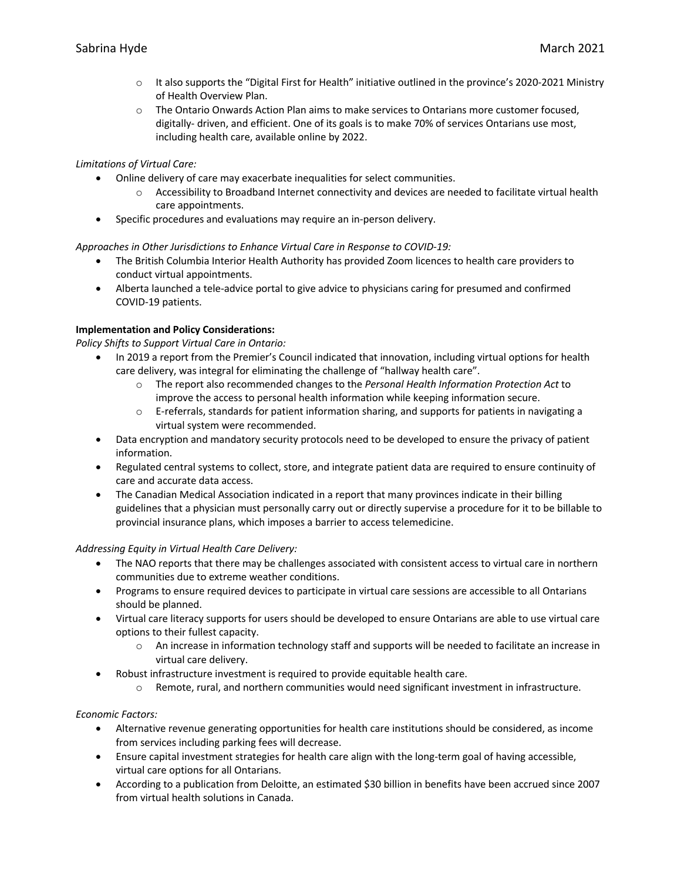- It also supports the "Digital First for Health" initiative outlined in the province's 2020-2021 Ministry of Health Overview Plan.
- The Ontario Onwards Action Plan aims to make services to Ontarians more customer focused, digitally- driven, and efficient. One of its goals is to make 70% of services Ontarians use most, including health care, available online by 2022.

*Limitations of Virtual Care:*

- Online delivery of care may exacerbate inequalities for select communities.
  - Accessibility to Broadband Internet connectivity and devices are needed to facilitate virtual health care appointments.
- Specific procedures and evaluations may require an in-person delivery.

*Approaches in Other Jurisdictions to Enhance Virtual Care in Response to COVID-19:*

- The British Columbia Interior Health Authority has provided Zoom licences to health care providers to conduct virtual appointments.
- Alberta launched a tele-advice portal to give advice to physicians caring for presumed and confirmed COVID-19 patients.

**Implementation and Policy Considerations:**

*Policy Shifts to Support Virtual Care in Ontario:*

- In 2019 a report from the Premier's Council indicated that innovation, including virtual options for health care delivery, was integral for eliminating the challenge of "hallway health care".
  - The report also recommended changes to the *Personal Health Information Protection Act* to improve the access to personal health information while keeping information secure.
  - E-referrals, standards for patient information sharing, and supports for patients in navigating a virtual system were recommended.
- Data encryption and mandatory security protocols need to be developed to ensure the privacy of patient information.
- Regulated central systems to collect, store, and integrate patient data are required to ensure continuity of care and accurate data access.
- The Canadian Medical Association indicated in a report that many provinces indicate in their billing guidelines that a physician must personally carry out or directly supervise a procedure for it to be billable to provincial insurance plans, which imposes a barrier to access telemedicine.

*Addressing Equity in Virtual Health Care Delivery:*

- The NAO reports that there may be challenges associated with consistent access to virtual care in northern communities due to extreme weather conditions.
- Programs to ensure required devices to participate in virtual care sessions are accessible to all Ontarians should be planned.
- Virtual care literacy supports for users should be developed to ensure Ontarians are able to use virtual care options to their fullest capacity.
  - An increase in information technology staff and supports will be needed to facilitate an increase in virtual care delivery.
- Robust infrastructure investment is required to provide equitable health care.
  - Remote, rural, and northern communities would need significant investment in infrastructure.

*Economic Factors:*

- Alternative revenue generating opportunities for health care institutions should be considered, as income from services including parking fees will decrease.
- Ensure capital investment strategies for health care align with the long-term goal of having accessible, virtual care options for all Ontarians.
- According to a publication from Deloitte, an estimated $30 billion in benefits have been accrued since 2007 from virtual health solutions in Canada.